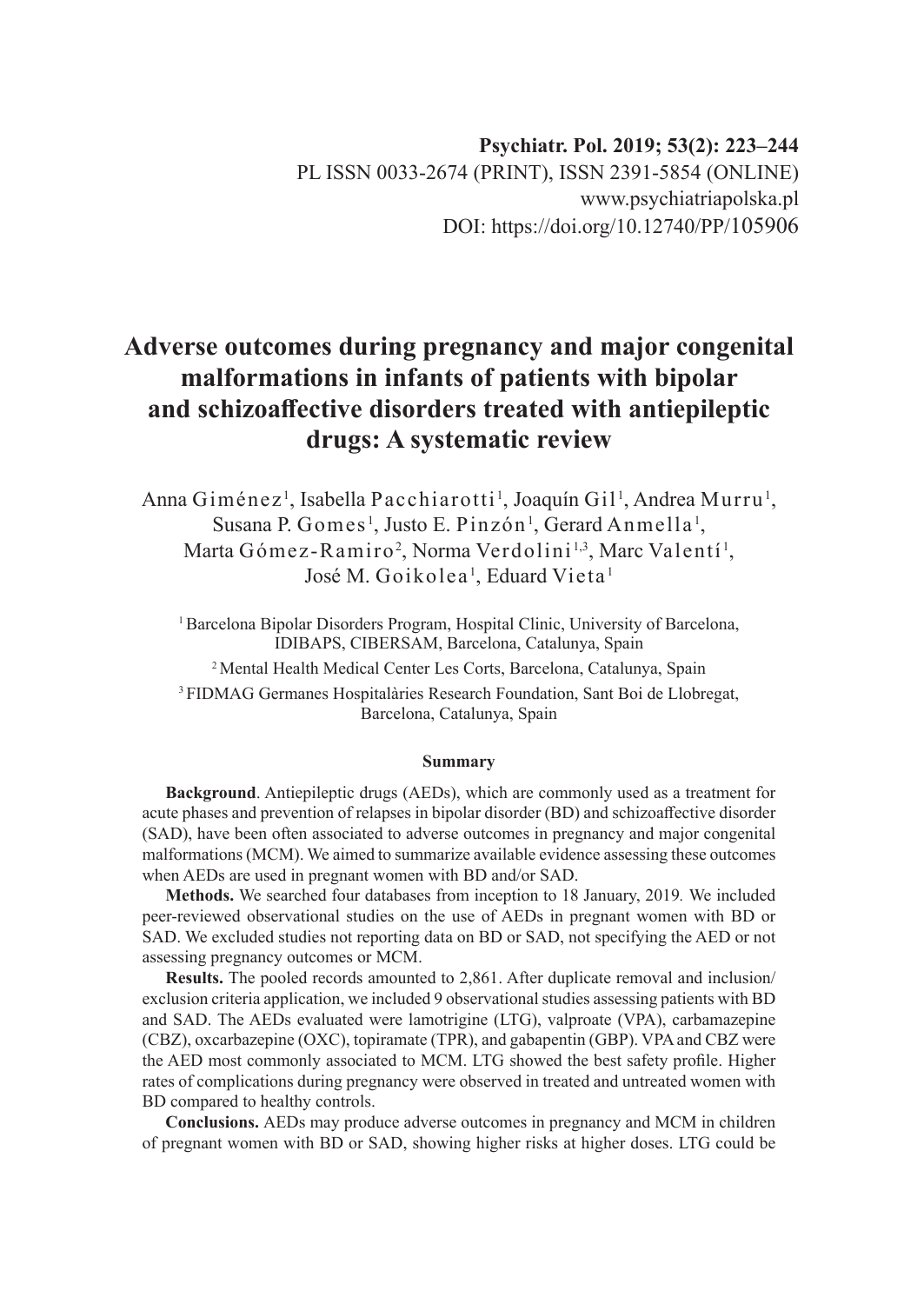Psychiatr. Pol. 2019; 53(2): 223–244
PL ISSN 0033-2674 (PRINT), ISSN 2391-5854 (ONLINE)
www.psychiatriapolska.pl
DOI: https://doi.org/10.12740/PP/105906

# Adverse outcomes during pregnancy and major congenital malformations in infants of patients with bipolar and schizoaffective disorders treated with antiepileptic drugs: A systematic review

Anna Giménez[1], Isabella Pacchiarotti[1], Joaquín Gil[1], Andrea Murru[1], Susana P. Gomes[1], Justo E. Pinzón[1], Gerard Anmella[1], Marta Gómez-Ramiro[2], Norma Verdolini[1,3], Marc Valentí[1], José M. Goikolea[1], Eduard Vieta[1]

[1] Barcelona Bipolar Disorders Program, Hospital Clinic, University of Barcelona, IDIBAPS, CIBERSAM, Barcelona, Catalunya, Spain

[2] Mental Health Medical Center Les Corts, Barcelona, Catalunya, Spain

[3] FIDMAG Germanes Hospitalàries Research Foundation, Sant Boi de Llobregat, Barcelona, Catalunya, Spain

## Summary

**Background**. Antiepileptic drugs (AEDs), which are commonly used as a treatment for acute phases and prevention of relapses in bipolar disorder (BD) and schizoaffective disorder (SAD), have been often associated to adverse outcomes in pregnancy and major congenital malformations (MCM). We aimed to summarize available evidence assessing these outcomes when AEDs are used in pregnant women with BD and/or SAD.

**Methods.** We searched four databases from inception to 18 January, 2019. We included peer-reviewed observational studies on the use of AEDs in pregnant women with BD or SAD. We excluded studies not reporting data on BD or SAD, not specifying the AED or not assessing pregnancy outcomes or MCM.

**Results.** The pooled records amounted to 2,861. After duplicate removal and inclusion/exclusion criteria application, we included 9 observational studies assessing patients with BD and SAD. The AEDs evaluated were lamotrigine (LTG), valproate (VPA), carbamazepine (CBZ), oxcarbazepine (OXC), topiramate (TPR), and gabapentin (GBP). VPA and CBZ were the AED most commonly associated to MCM. LTG showed the best safety profile. Higher rates of complications during pregnancy were observed in treated and untreated women with BD compared to healthy controls.

**Conclusions.** AEDs may produce adverse outcomes in pregnancy and MCM in children of pregnant women with BD or SAD, showing higher risks at higher doses. LTG could be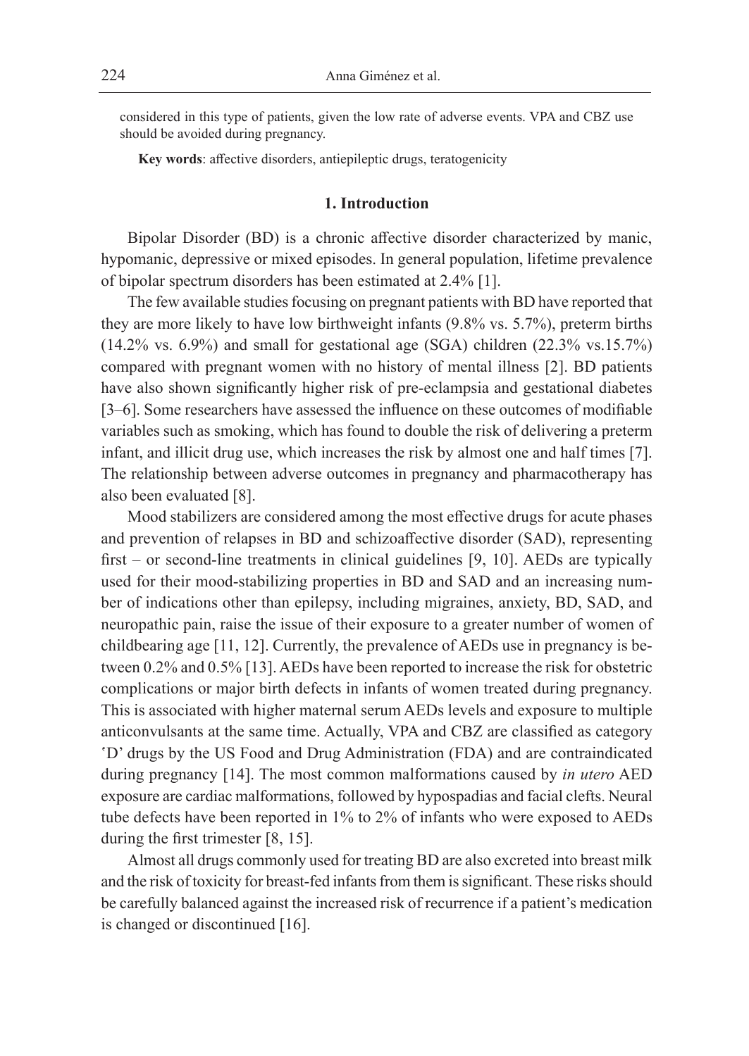considered in this type of patients, given the low rate of adverse events. VPA and CBZ use should be avoided during pregnancy.

**Key words**: affective disorders, antiepileptic drugs, teratogenicity

## 1. Introduction

Bipolar Disorder (BD) is a chronic affective disorder characterized by manic, hypomanic, depressive or mixed episodes. In general population, lifetime prevalence of bipolar spectrum disorders has been estimated at 2.4% [1].

The few available studies focusing on pregnant patients with BD have reported that they are more likely to have low birthweight infants (9.8% vs. 5.7%), preterm births (14.2% vs. 6.9%) and small for gestational age (SGA) children (22.3% vs.15.7%) compared with pregnant women with no history of mental illness [2]. BD patients have also shown significantly higher risk of pre-eclampsia and gestational diabetes [3–6]. Some researchers have assessed the influence on these outcomes of modifiable variables such as smoking, which has found to double the risk of delivering a preterm infant, and illicit drug use, which increases the risk by almost one and half times [7]. The relationship between adverse outcomes in pregnancy and pharmacotherapy has also been evaluated [8].

Mood stabilizers are considered among the most effective drugs for acute phases and prevention of relapses in BD and schizoaffective disorder (SAD), representing first – or second-line treatments in clinical guidelines [9, 10]. AEDs are typically used for their mood-stabilizing properties in BD and SAD and an increasing number of indications other than epilepsy, including migraines, anxiety, BD, SAD, and neuropathic pain, raise the issue of their exposure to a greater number of women of childbearing age [11, 12]. Currently, the prevalence of AEDs use in pregnancy is between 0.2% and 0.5% [13]. AEDs have been reported to increase the risk for obstetric complications or major birth defects in infants of women treated during pregnancy. This is associated with higher maternal serum AEDs levels and exposure to multiple anticonvulsants at the same time. Actually, VPA and CBZ are classified as category 'D' drugs by the US Food and Drug Administration (FDA) and are contraindicated during pregnancy [14]. The most common malformations caused by *in utero* AED exposure are cardiac malformations, followed by hypospadias and facial clefts. Neural tube defects have been reported in 1% to 2% of infants who were exposed to AEDs during the first trimester [8, 15].

Almost all drugs commonly used for treating BD are also excreted into breast milk and the risk of toxicity for breast-fed infants from them is significant. These risks should be carefully balanced against the increased risk of recurrence if a patient's medication is changed or discontinued [16].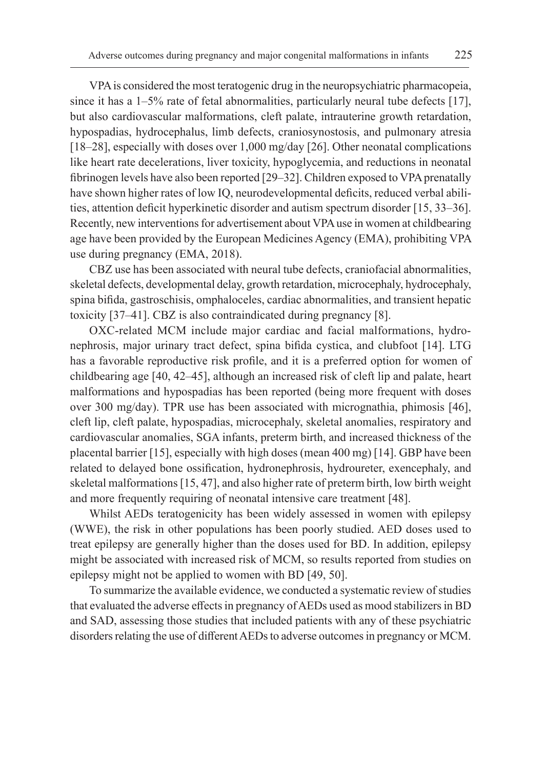VPA is considered the most teratogenic drug in the neuropsychiatric pharmacopeia, since it has a 1–5% rate of fetal abnormalities, particularly neural tube defects [17], but also cardiovascular malformations, cleft palate, intrauterine growth retardation, hypospadias, hydrocephalus, limb defects, craniosynostosis, and pulmonary atresia [18–28], especially with doses over 1,000 mg/day [26]. Other neonatal complications like heart rate decelerations, liver toxicity, hypoglycemia, and reductions in neonatal fibrinogen levels have also been reported [29–32]. Children exposed to VPA prenatally have shown higher rates of low IQ, neurodevelopmental deficits, reduced verbal abilities, attention deficit hyperkinetic disorder and autism spectrum disorder [15, 33–36]. Recently, new interventions for advertisement about VPA use in women at childbearing age have been provided by the European Medicines Agency (EMA), prohibiting VPA use during pregnancy (EMA, 2018).

CBZ use has been associated with neural tube defects, craniofacial abnormalities, skeletal defects, developmental delay, growth retardation, microcephaly, hydrocephaly, spina bifida, gastroschisis, omphaloceles, cardiac abnormalities, and transient hepatic toxicity [37–41]. CBZ is also contraindicated during pregnancy [8].

OXC-related MCM include major cardiac and facial malformations, hydronephrosis, major urinary tract defect, spina bifida cystica, and clubfoot [14]. LTG has a favorable reproductive risk profile, and it is a preferred option for women of childbearing age [40, 42–45], although an increased risk of cleft lip and palate, heart malformations and hypospadias has been reported (being more frequent with doses over 300 mg/day). TPR use has been associated with micrognathia, phimosis [46], cleft lip, cleft palate, hypospadias, microcephaly, skeletal anomalies, respiratory and cardiovascular anomalies, SGA infants, preterm birth, and increased thickness of the placental barrier [15], especially with high doses (mean 400 mg) [14]. GBP have been related to delayed bone ossification, hydronephrosis, hydroureter, exencephaly, and skeletal malformations [15, 47], and also higher rate of preterm birth, low birth weight and more frequently requiring of neonatal intensive care treatment [48].

Whilst AEDs teratogenicity has been widely assessed in women with epilepsy (WWE), the risk in other populations has been poorly studied. AED doses used to treat epilepsy are generally higher than the doses used for BD. In addition, epilepsy might be associated with increased risk of MCM, so results reported from studies on epilepsy might not be applied to women with BD [49, 50].

To summarize the available evidence, we conducted a systematic review of studies that evaluated the adverse effects in pregnancy of AEDs used as mood stabilizers in BD and SAD, assessing those studies that included patients with any of these psychiatric disorders relating the use of different AEDs to adverse outcomes in pregnancy or MCM.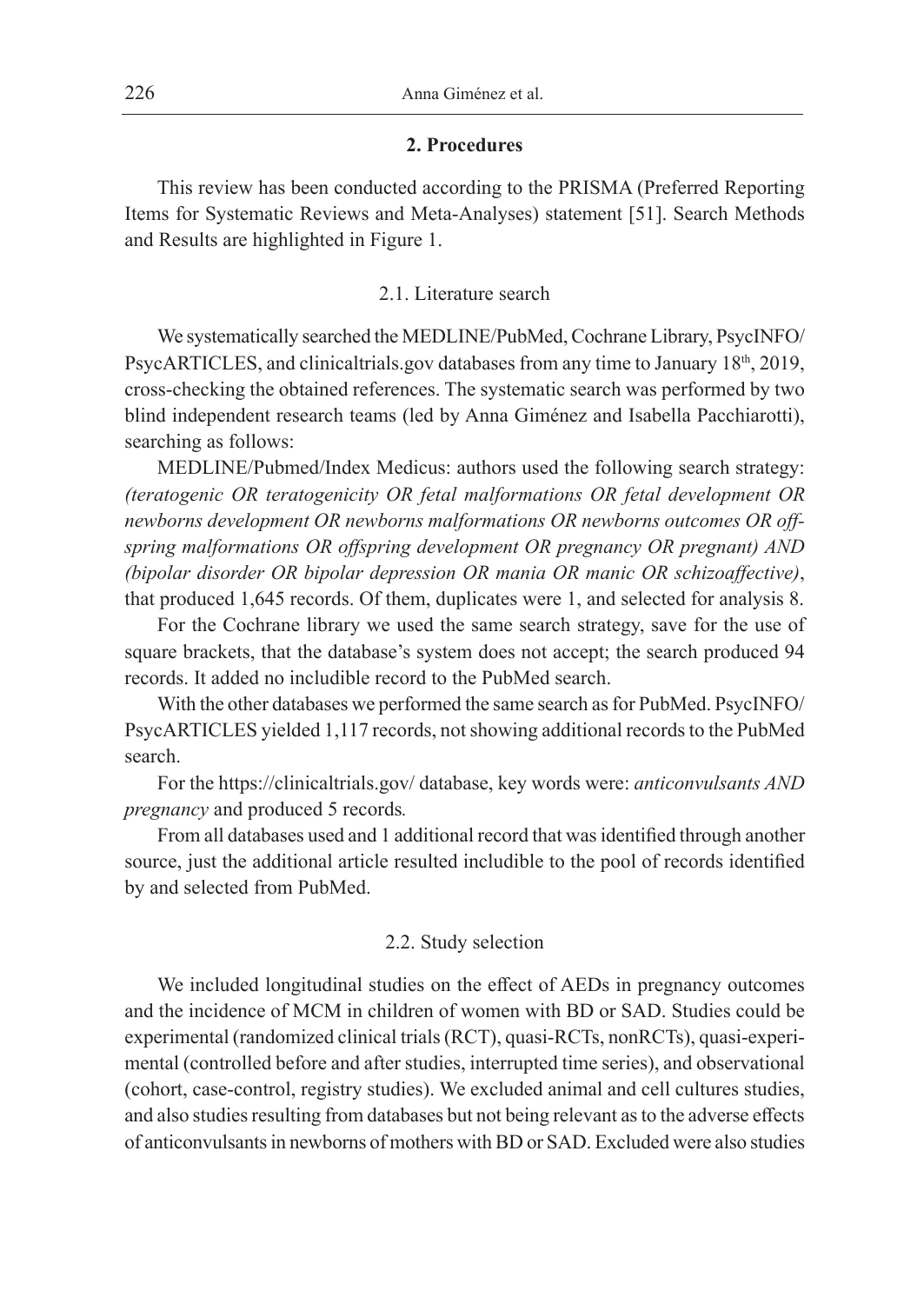## 2. Procedures

This review has been conducted according to the PRISMA (Preferred Reporting Items for Systematic Reviews and Meta-Analyses) statement [51]. Search Methods and Results are highlighted in Figure 1.

### 2.1. Literature search

We systematically searched the MEDLINE/PubMed, Cochrane Library, PsycINFO/PsycARTICLES, and clinicaltrials.gov databases from any time to January 18th, 2019, cross-checking the obtained references. The systematic search was performed by two blind independent research teams (led by Anna Giménez and Isabella Pacchiarotti), searching as follows:

MEDLINE/Pubmed/Index Medicus: authors used the following search strategy: *(teratogenic OR teratogenicity OR fetal malformations OR fetal development OR newborns development OR newborns malformations OR newborns outcomes OR offspring malformations OR offspring development OR pregnancy OR pregnant) AND (bipolar disorder OR bipolar depression OR mania OR manic OR schizoaffective)*, that produced 1,645 records. Of them, duplicates were 1, and selected for analysis 8.

For the Cochrane library we used the same search strategy, save for the use of square brackets, that the database's system does not accept; the search produced 94 records. It added no includible record to the PubMed search.

With the other databases we performed the same search as for PubMed. PsycINFO/PsycARTICLES yielded 1,117 records, not showing additional records to the PubMed search.

For the https://clinicaltrials.gov/ database, key words were: *anticonvulsants AND pregnancy* and produced 5 records.

From all databases used and 1 additional record that was identified through another source, just the additional article resulted includible to the pool of records identified by and selected from PubMed.

### 2.2. Study selection

We included longitudinal studies on the effect of AEDs in pregnancy outcomes and the incidence of MCM in children of women with BD or SAD. Studies could be experimental (randomized clinical trials (RCT), quasi-RCTs, nonRCTs), quasi-experimental (controlled before and after studies, interrupted time series), and observational (cohort, case-control, registry studies). We excluded animal and cell cultures studies, and also studies resulting from databases but not being relevant as to the adverse effects of anticonvulsants in newborns of mothers with BD or SAD. Excluded were also studies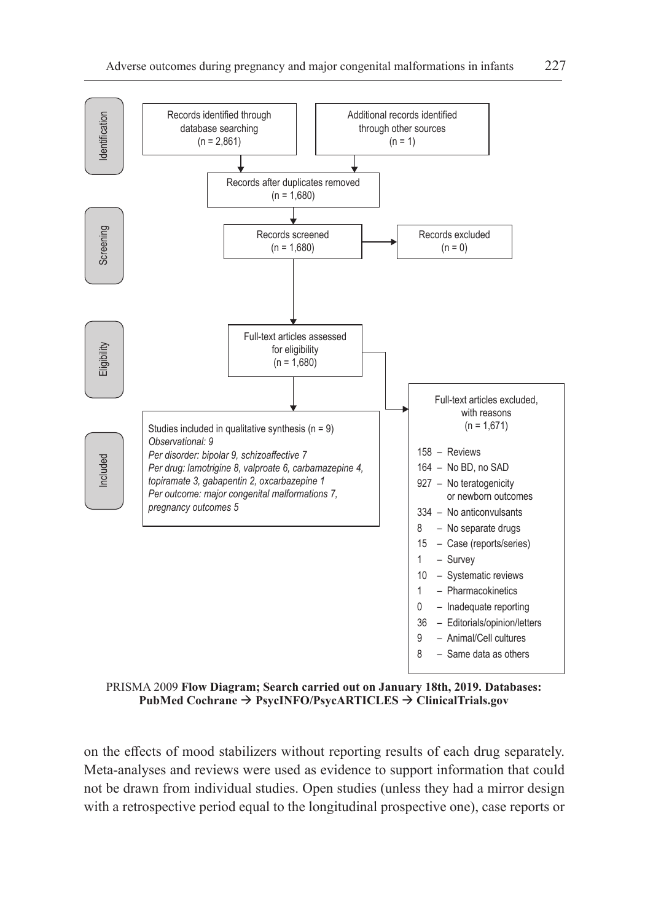**Identification**

Records identified through database searching (n = 2,861)

Additional records identified through other sources (n = 1)

Records after duplicates removed (n = 1,680)

**Screening**

Records screened (n = 1,680)

Records excluded (n = 0)

**Eligibility**

Full-text articles assessed for eligibility (n = 1,680)

Full-text articles excluded, with reasons (n = 1,671)

- 158 – Reviews
- 164 – No BD, no SAD
- 927 – No teratogenicity or newborn outcomes
- 334 – No anticonvulsants
- 8 – No separate drugs
- 15 – Case (reports/series)
- 1 – Survey
- 10 – Systematic reviews
- 1 – Pharmacokinetics
- 0 – Inadequate reporting
- 36 – Editorials/opinion/letters
- 9 – Animal/Cell cultures
- 8 – Same data as others

**Included**

Studies included in qualitative synthesis (n = 9)
*Observational: 9*
*Per disorder: bipolar 9, schizoaffective 7*
*Per drug: lamotrigine 8, valproate 6, carbamazepine 4, topiramate 3, gabapentin 2, oxcarbazepine 1*
*Per outcome: major congenital malformations 7, pregnancy outcomes 5*

PRISMA 2009 **Flow Diagram; Search carried out on January 18th, 2019. Databases: PubMed Cochrane → PsycINFO/PsycARTICLES → ClinicalTrials.gov**

on the effects of mood stabilizers without reporting results of each drug separately. Meta-analyses and reviews were used as evidence to support information that could not be drawn from individual studies. Open studies (unless they had a mirror design with a retrospective period equal to the longitudinal prospective one), case reports or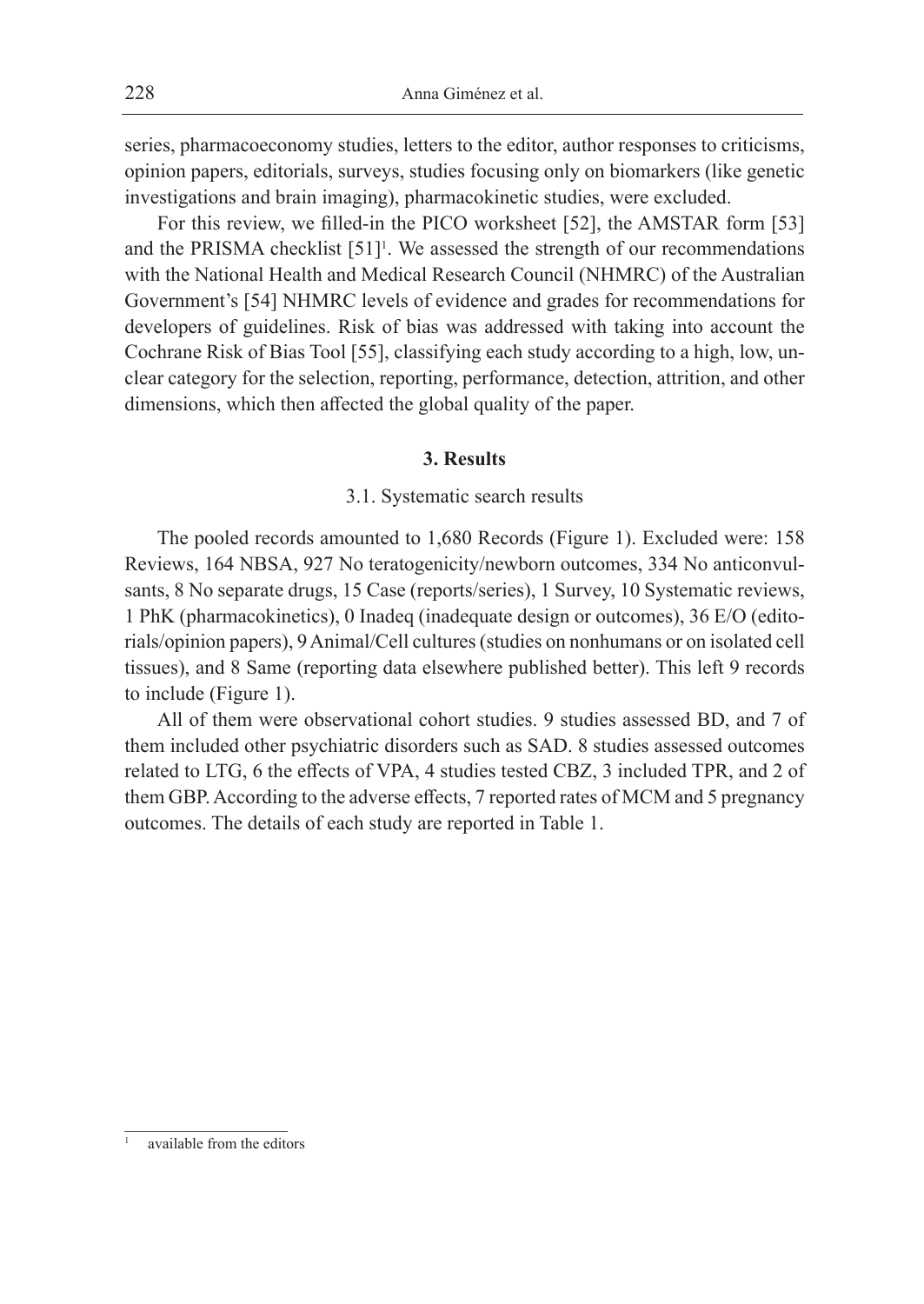series, pharmacoeconomy studies, letters to the editor, author responses to criticisms, opinion papers, editorials, surveys, studies focusing only on biomarkers (like genetic investigations and brain imaging), pharmacokinetic studies, were excluded.

For this review, we filled-in the PICO worksheet [52], the AMSTAR form [53] and the PRISMA checklist [51][1]. We assessed the strength of our recommendations with the National Health and Medical Research Council (NHMRC) of the Australian Government's [54] NHMRC levels of evidence and grades for recommendations for developers of guidelines. Risk of bias was addressed with taking into account the Cochrane Risk of Bias Tool [55], classifying each study according to a high, low, unclear category for the selection, reporting, performance, detection, attrition, and other dimensions, which then affected the global quality of the paper.

## 3. Results

### 3.1. Systematic search results

The pooled records amounted to 1,680 Records (Figure 1). Excluded were: 158 Reviews, 164 NBSA, 927 No teratogenicity/newborn outcomes, 334 No anticonvulsants, 8 No separate drugs, 15 Case (reports/series), 1 Survey, 10 Systematic reviews, 1 PhK (pharmacokinetics), 0 Inadeq (inadequate design or outcomes), 36 E/O (editorials/opinion papers), 9 Animal/Cell cultures (studies on nonhumans or on isolated cell tissues), and 8 Same (reporting data elsewhere published better). This left 9 records to include (Figure 1).

All of them were observational cohort studies. 9 studies assessed BD, and 7 of them included other psychiatric disorders such as SAD. 8 studies assessed outcomes related to LTG, 6 the effects of VPA, 4 studies tested CBZ, 3 included TPR, and 2 of them GBP. According to the adverse effects, 7 reported rates of MCM and 5 pregnancy outcomes. The details of each study are reported in Table 1.

[1] available from the editors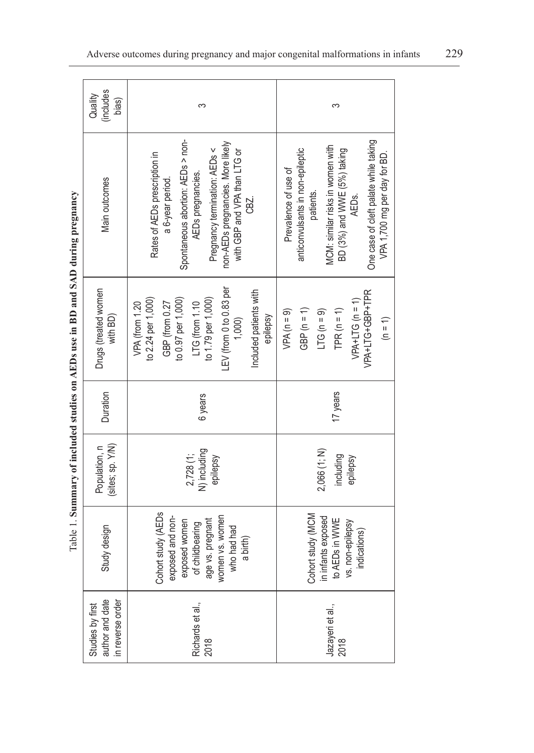Table 1. **Summary of included studies on AEDs use in BD and SAD during pregnancy**

| Studies by first author and date in reverse order | Study design | Population, n (sites; sp. Y/N) | Duration | Drugs (treated women with BD) | Main outcomes | Quality (includes bias) |
|---|---|---|---|---|---|---|
| Richards et al., 2018 | Cohort study (AEDs exposed and non-exposed women of childbearing age vs. pregnant women vs. women who had had a birth) | 2,728 (1; N) including epilepsy | 6 years | VPA (from 1.20 to 2.24 per 1,000) GBP (from 0.27 to 0.97 per 1,000) LTG (from 1.10 to 1.79 per 1,000) LEV (from 0 to 0.83 per 1,000) Included patients with epilepsy | Rates of AEDs prescription in a 6-year period. Spontaneous abortion: AEDs > non-AEDs pregnancies. Pregnancy termination: AEDs < non-AEDs pregnancies. More likely with GBP and VPA than LTG or CBZ. | 3 |
| Jazayeri et al., 2018 | Cohort study (MCM in infants exposed to AEDs in WWE vs. non-epilepsy indications) | 2,066 (1; N) including epilepsy | 17 years | VPA (n = 9) GBP (n = 1) LTG (n = 9) TPR (n = 1) VPA+LTG (n = 1) VPA+LTG+GBP+TPR (n = 1) | Prevalence of use of anticonvulsants in non-epileptic patients. MCM: similar risks in women with BD (3%) and WWE (5%) taking AEDs. One case of cleft palate while taking VPA 1,700 mg per day for BD. | 3 |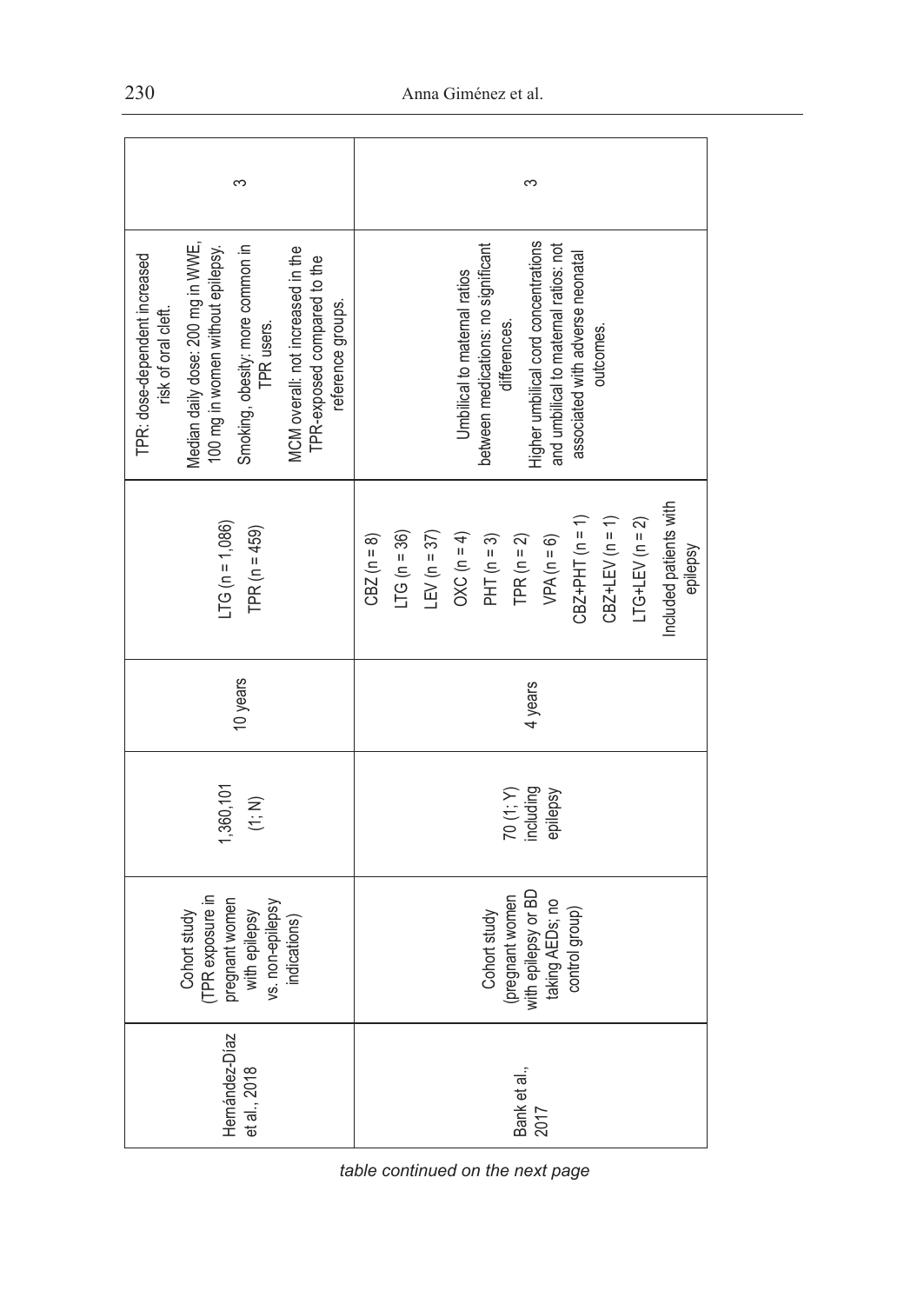| | | | | | | |
|---|---|---|---|---|---|---|
| Hernández-Díaz et al., 2018 | Cohort study (TPR exposure in pregnant women with epilepsy vs. non-epilepsy indications) | 1,360,101 (1; N) | 10 years | LTG (n = 1,086) TPR (n = 459) | TPR: dose-dependent increased risk of oral cleft. Median daily dose: 200 mg in WWE, 100 mg in women without epilepsy. Smoking, obesity: more common in TPR users. MCM overall: not increased in the TPR-exposed compared to the reference groups. | 3 |
| Bank et al., 2017 | Cohort study (pregnant women with epilepsy or BD taking AEDs; no control group) | 70 (1; Y) including epilepsy | 4 years | CBZ (n = 8) LTG (n = 36) LEV (n = 37) OXC (n = 4) PHT (n = 3) TPR (n = 2) VPA (n = 6) CBZ+PHT (n = 1) CBZ+LEV (n = 1) LTG+LEV (n = 2) Included patients with epilepsy | Umbilical to maternal ratios between medications: no significant differences. Higher umbilical cord concentrations and umbilical to maternal ratios: not associated with adverse neonatal outcomes. | 3 |

*table continued on the next page*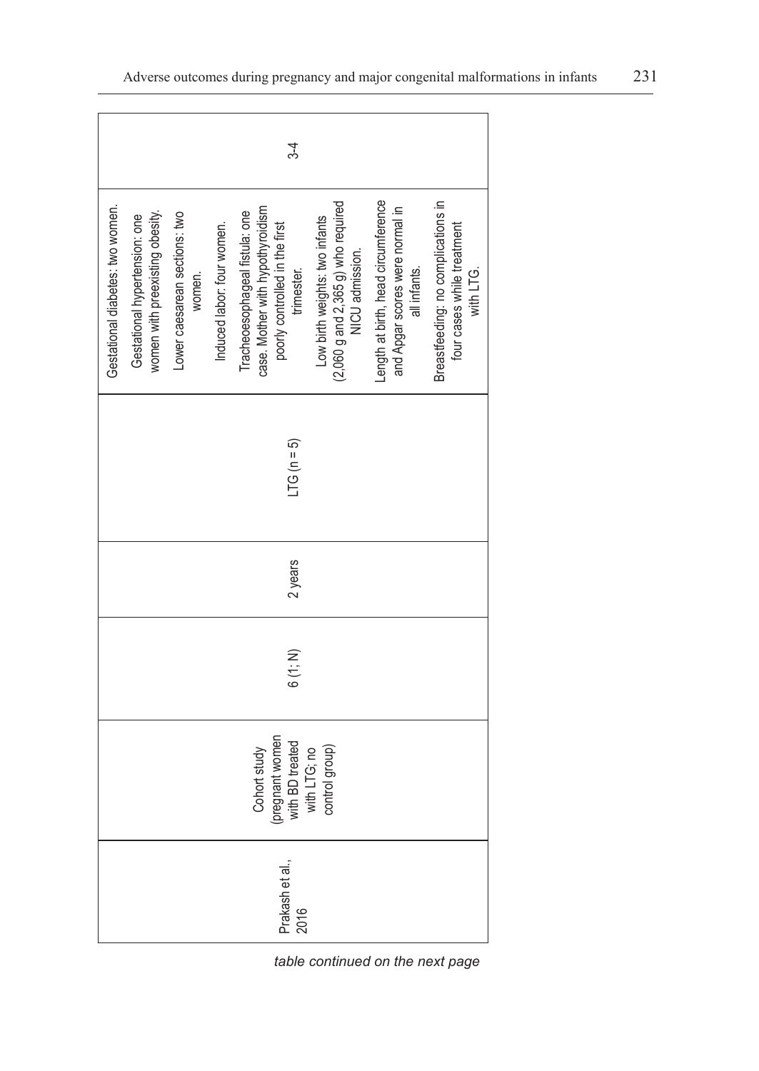| | | | | | |
|---|---|---|---|---|---|
| Prakash et al., 2016 | Cohort study (pregnant women with BD treated with LTG; no control group) | 6 (1; N) | 2 years | LTG (n = 5) | Gestational diabetes: two women. Gestational hypertension: one women with preexisting obesity. Lower caesarean sections: two women. Induced labor: four women. Tracheoesophageal fistula: one case. Mother with hypothyroidism poorly controlled in the first trimester. Low birth weights: two infants (2,060 g and 2,365 g) who required NICU admission. Length at birth, head circumference and Apgar scores were normal in all infants. Breastfeeding: no complications in four cases while treatment with LTG. | 3-4 |

*table continued on the next page*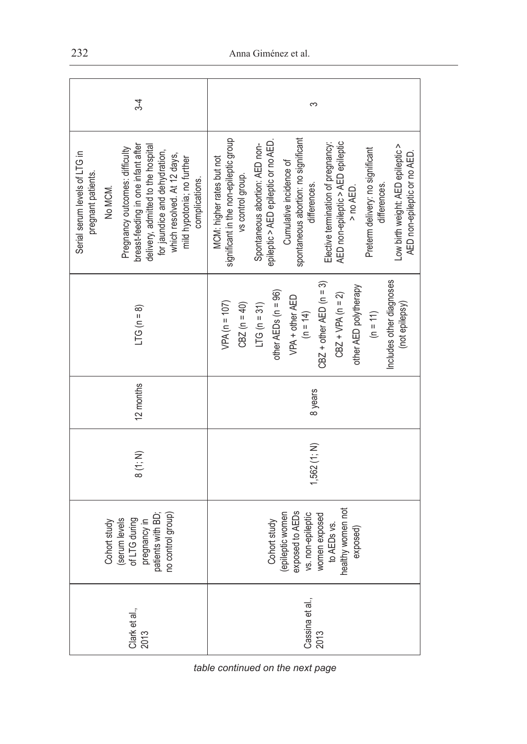| | | | | | | |
|---|---|---|---|---|---|---|
| Clark et al., 2013 | Cohort study (serum levels of LTG during pregnancy in patients with BD; no control group) | 8 (1; N) | 12 months | LTG (n = 8) | Serial serum levels of LTG in pregnant patients.<br>No MCM.<br>Pregnancy outcomes: difficulty breast-feeding in one infant after delivery, admitted to the hospital for jaundice and dehydration, which resolved. At 12 days, mild hypotonia; no further complications. | 3-4 |
| Cassina et al., 2013 | Cohort study (epileptic women exposed to AEDs vs. non-epileptic women exposed to AEDs vs. healthy women not exposed) | 1,562 (1; N) | 8 years | VPA (n = 107)<br>CBZ (n = 40)<br>LTG (n = 31)<br>other AEDs (n = 96)<br>VPA + other AED (n = 14)<br>CBZ + other AED (n = 3)<br>CBZ + VPA (n = 2)<br>other AED polytherapy (n = 11)<br>Includes other diagnoses (not epilepsy) | MCM: higher rates but not significant in the non-epileptic group vs control group.<br>Spontaneous abortion: AED non-epileptic > AED epileptic or no AED.<br>Cumulative incidence of spontaneous abortion: no significant differences.<br>Elective termination of pregnancy: AED non-epileptic > AED epileptic > no AED.<br>Preterm delivery: no significant differences.<br>Low birth weight: AED epileptic > AED non-epileptic or no AED. | 3 |

*table continued on the next page*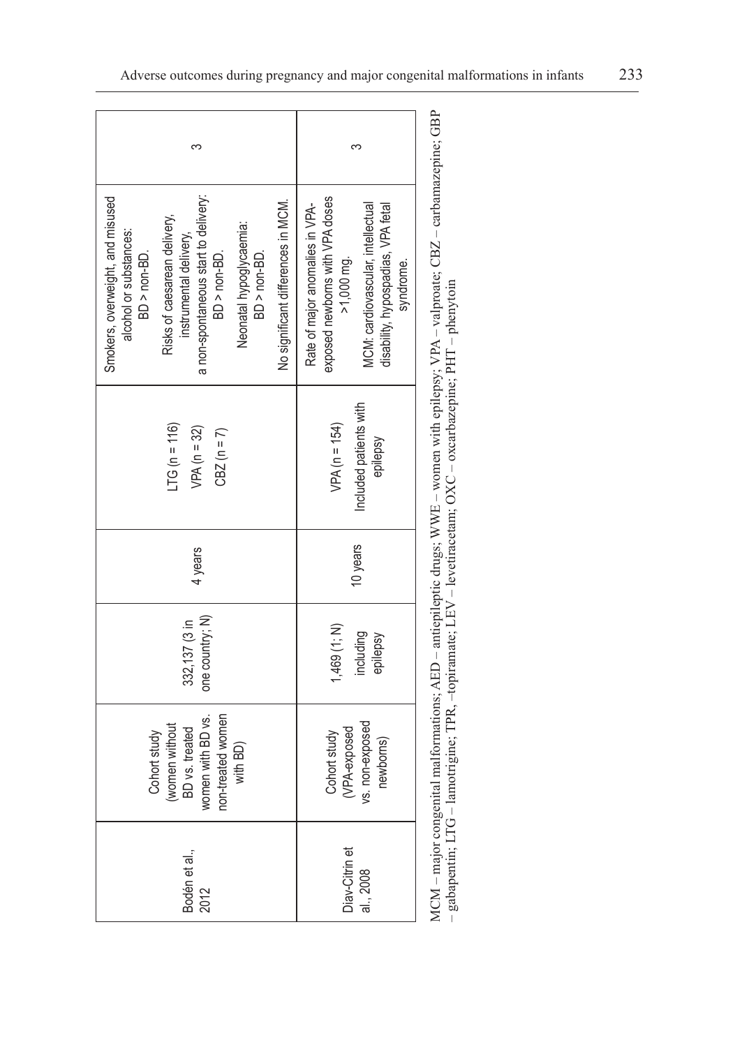| | | | | | | |
|---|---|---|---|---|---|---|
| Bodén et al., 2012 | Cohort study (women without BD vs. treated women with BD vs. non-treated women with BD) | 332,137 (3 in one country; N) | 4 years | LTG (n = 116) VPA (n = 32) CBZ (n = 7) | Smokers, overweight, and misused alcohol or substances: BD > non-BD. Risks of caesarean delivery, instrumental delivery, a non-spontaneous start to delivery: BD > non-BD. Neonatal hypoglycaemia: BD > non-BD. No significant differences in MCM. | 3 |
| Diav-Citrin et al., 2008 | Cohort study (VPA-exposed vs. non-exposed newborns) | 1,469 (1; N) including epilepsy | 10 years | VPA (n = 154) Included patients with epilepsy | Rate of major anomalies in VPA-exposed newborns with VPA doses >1,000 mg. MCM: cardiovascular, intellectual disability, hypospadias, VPA fetal syndrome. | 3 |

MCM – major congenital malformations; AED – antiepileptic drugs; WWE – women with epilepsy; VPA – valproate; CBZ – carbamazepine; GBP – gabapentin; LTG – lamotrigine; TPR, –topiramate; LEV – levetiracetam; OXC – oxcarbazepine; PHT – phenytoin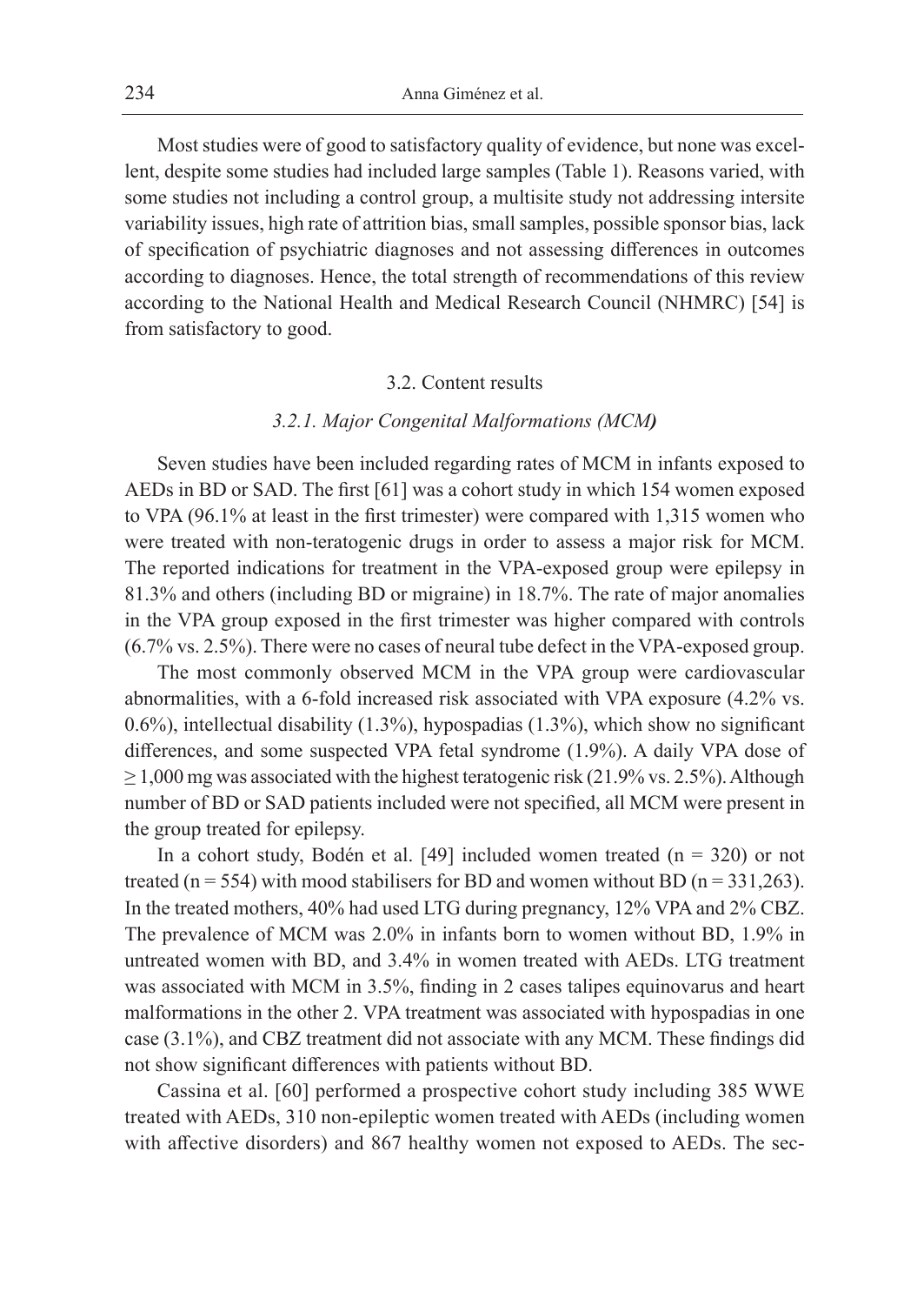Most studies were of good to satisfactory quality of evidence, but none was excellent, despite some studies had included large samples (Table 1). Reasons varied, with some studies not including a control group, a multisite study not addressing intersite variability issues, high rate of attrition bias, small samples, possible sponsor bias, lack of specification of psychiatric diagnoses and not assessing differences in outcomes according to diagnoses. Hence, the total strength of recommendations of this review according to the National Health and Medical Research Council (NHMRC) [54] is from satisfactory to good.

## 3.2. Content results

### *3.2.1. Major Congenital Malformations (MCM)*

Seven studies have been included regarding rates of MCM in infants exposed to AEDs in BD or SAD. The first [61] was a cohort study in which 154 women exposed to VPA (96.1% at least in the first trimester) were compared with 1,315 women who were treated with non-teratogenic drugs in order to assess a major risk for MCM. The reported indications for treatment in the VPA-exposed group were epilepsy in 81.3% and others (including BD or migraine) in 18.7%. The rate of major anomalies in the VPA group exposed in the first trimester was higher compared with controls (6.7% vs. 2.5%). There were no cases of neural tube defect in the VPA-exposed group.

The most commonly observed MCM in the VPA group were cardiovascular abnormalities, with a 6-fold increased risk associated with VPA exposure (4.2% vs. 0.6%), intellectual disability (1.3%), hypospadias (1.3%), which show no significant differences, and some suspected VPA fetal syndrome (1.9%). A daily VPA dose of ≥ 1,000 mg was associated with the highest teratogenic risk (21.9% vs. 2.5%). Although number of BD or SAD patients included were not specified, all MCM were present in the group treated for epilepsy.

In a cohort study, Bodén et al. [49] included women treated (n = 320) or not treated (n = 554) with mood stabilisers for BD and women without BD (n = 331,263). In the treated mothers, 40% had used LTG during pregnancy, 12% VPA and 2% CBZ. The prevalence of MCM was 2.0% in infants born to women without BD, 1.9% in untreated women with BD, and 3.4% in women treated with AEDs. LTG treatment was associated with MCM in 3.5%, finding in 2 cases talipes equinovarus and heart malformations in the other 2. VPA treatment was associated with hypospadias in one case (3.1%), and CBZ treatment did not associate with any MCM. These findings did not show significant differences with patients without BD.

Cassina et al. [60] performed a prospective cohort study including 385 WWE treated with AEDs, 310 non-epileptic women treated with AEDs (including women with affective disorders) and 867 healthy women not exposed to AEDs. The sec-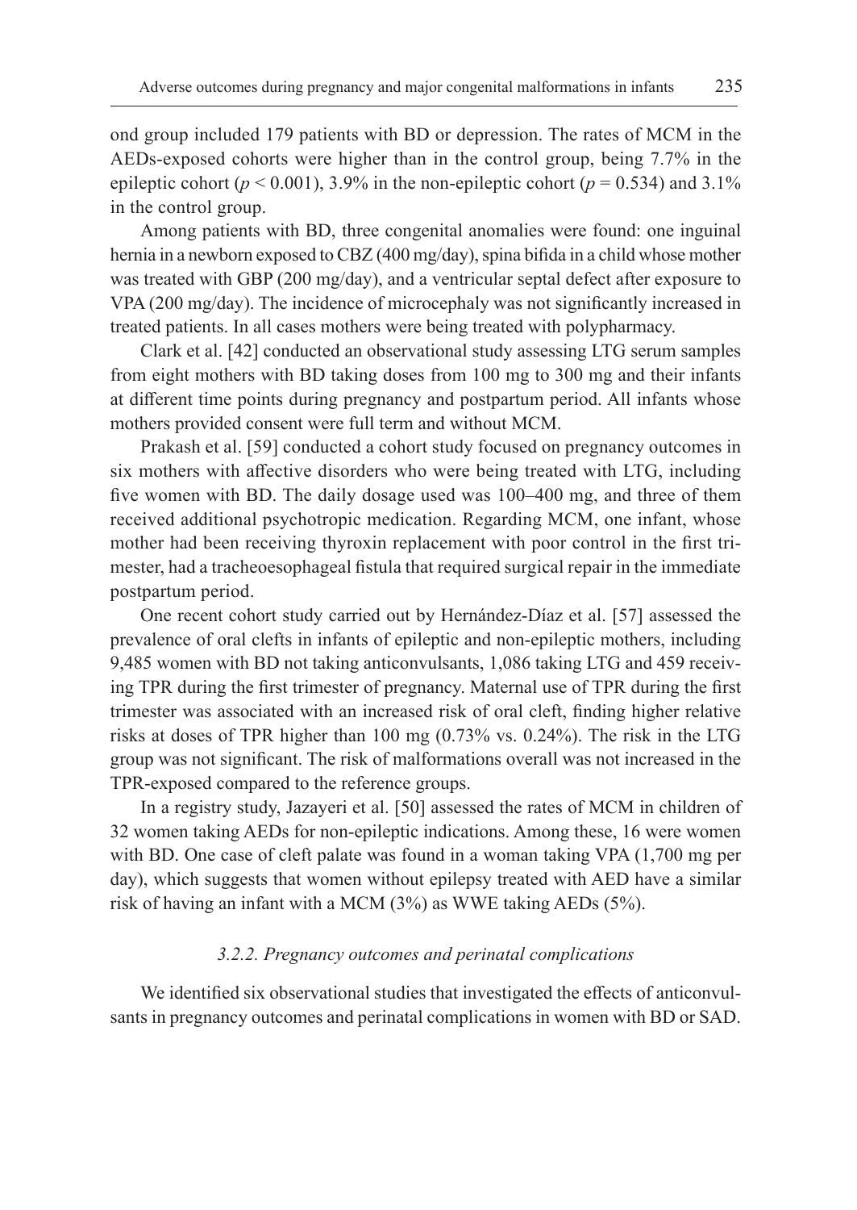ond group included 179 patients with BD or depression. The rates of MCM in the AEDs-exposed cohorts were higher than in the control group, being 7.7% in the epileptic cohort ($p < 0.001$), 3.9% in the non-epileptic cohort ($p = 0.534$) and 3.1% in the control group.

Among patients with BD, three congenital anomalies were found: one inguinal hernia in a newborn exposed to CBZ (400 mg/day), spina bifida in a child whose mother was treated with GBP (200 mg/day), and a ventricular septal defect after exposure to VPA (200 mg/day). The incidence of microcephaly was not significantly increased in treated patients. In all cases mothers were being treated with polypharmacy.

Clark et al. [42] conducted an observational study assessing LTG serum samples from eight mothers with BD taking doses from 100 mg to 300 mg and their infants at different time points during pregnancy and postpartum period. All infants whose mothers provided consent were full term and without MCM.

Prakash et al. [59] conducted a cohort study focused on pregnancy outcomes in six mothers with affective disorders who were being treated with LTG, including five women with BD. The daily dosage used was 100–400 mg, and three of them received additional psychotropic medication. Regarding MCM, one infant, whose mother had been receiving thyroxin replacement with poor control in the first trimester, had a tracheoesophageal fistula that required surgical repair in the immediate postpartum period.

One recent cohort study carried out by Hernández-Díaz et al. [57] assessed the prevalence of oral clefts in infants of epileptic and non-epileptic mothers, including 9,485 women with BD not taking anticonvulsants, 1,086 taking LTG and 459 receiving TPR during the first trimester of pregnancy. Maternal use of TPR during the first trimester was associated with an increased risk of oral cleft, finding higher relative risks at doses of TPR higher than 100 mg (0.73% vs. 0.24%). The risk in the LTG group was not significant. The risk of malformations overall was not increased in the TPR-exposed compared to the reference groups.

In a registry study, Jazayeri et al. [50] assessed the rates of MCM in children of 32 women taking AEDs for non-epileptic indications. Among these, 16 were women with BD. One case of cleft palate was found in a woman taking VPA (1,700 mg per day), which suggests that women without epilepsy treated with AED have a similar risk of having an infant with a MCM (3%) as WWE taking AEDs (5%).

### *3.2.2. Pregnancy outcomes and perinatal complications*

We identified six observational studies that investigated the effects of anticonvulsants in pregnancy outcomes and perinatal complications in women with BD or SAD.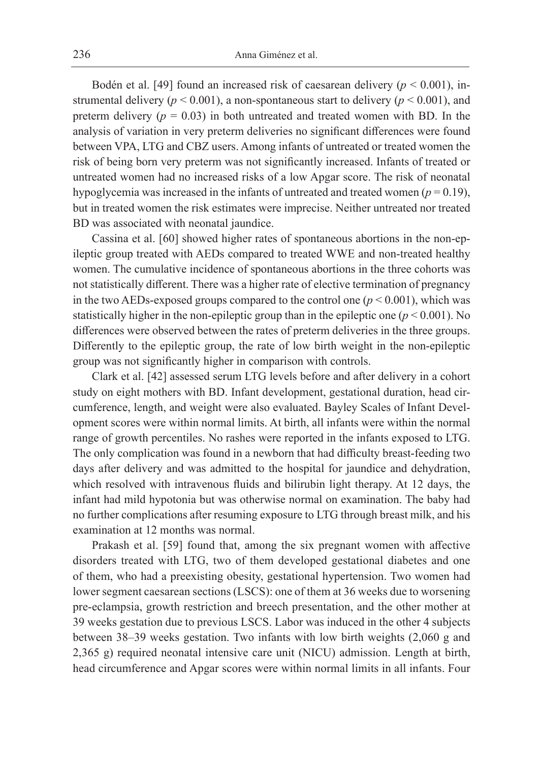Bodén et al. [49] found an increased risk of caesarean delivery ($p < 0.001$), instrumental delivery ($p < 0.001$), a non-spontaneous start to delivery ($p < 0.001$), and preterm delivery ($p = 0.03$) in both untreated and treated women with BD. In the analysis of variation in very preterm deliveries no significant differences were found between VPA, LTG and CBZ users. Among infants of untreated or treated women the risk of being born very preterm was not significantly increased. Infants of treated or untreated women had no increased risks of a low Apgar score. The risk of neonatal hypoglycemia was increased in the infants of untreated and treated women ($p = 0.19$), but in treated women the risk estimates were imprecise. Neither untreated nor treated BD was associated with neonatal jaundice.

Cassina et al. [60] showed higher rates of spontaneous abortions in the non-epileptic group treated with AEDs compared to treated WWE and non-treated healthy women. The cumulative incidence of spontaneous abortions in the three cohorts was not statistically different. There was a higher rate of elective termination of pregnancy in the two AEDs-exposed groups compared to the control one ($p < 0.001$), which was statistically higher in the non-epileptic group than in the epileptic one ($p < 0.001$). No differences were observed between the rates of preterm deliveries in the three groups. Differently to the epileptic group, the rate of low birth weight in the non-epileptic group was not significantly higher in comparison with controls.

Clark et al. [42] assessed serum LTG levels before and after delivery in a cohort study on eight mothers with BD. Infant development, gestational duration, head circumference, length, and weight were also evaluated. Bayley Scales of Infant Development scores were within normal limits. At birth, all infants were within the normal range of growth percentiles. No rashes were reported in the infants exposed to LTG. The only complication was found in a newborn that had difficulty breast-feeding two days after delivery and was admitted to the hospital for jaundice and dehydration, which resolved with intravenous fluids and bilirubin light therapy. At 12 days, the infant had mild hypotonia but was otherwise normal on examination. The baby had no further complications after resuming exposure to LTG through breast milk, and his examination at 12 months was normal.

Prakash et al. [59] found that, among the six pregnant women with affective disorders treated with LTG, two of them developed gestational diabetes and one of them, who had a preexisting obesity, gestational hypertension. Two women had lower segment caesarean sections (LSCS): one of them at 36 weeks due to worsening pre-eclampsia, growth restriction and breech presentation, and the other mother at 39 weeks gestation due to previous LSCS. Labor was induced in the other 4 subjects between 38–39 weeks gestation. Two infants with low birth weights (2,060 g and 2,365 g) required neonatal intensive care unit (NICU) admission. Length at birth, head circumference and Apgar scores were within normal limits in all infants. Four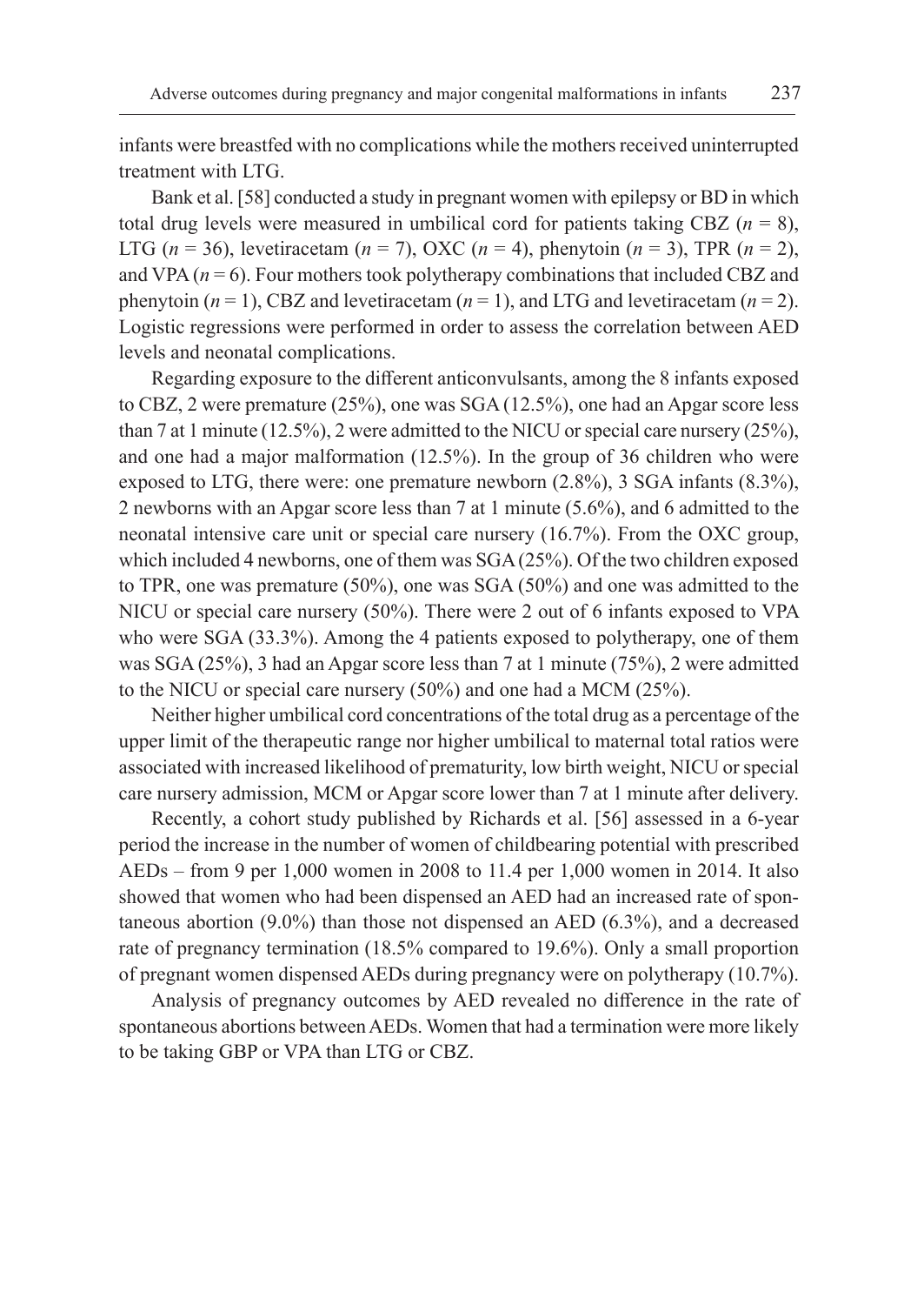infants were breastfed with no complications while the mothers received uninterrupted treatment with LTG.

Bank et al. [58] conducted a study in pregnant women with epilepsy or BD in which total drug levels were measured in umbilical cord for patients taking CBZ ($n = 8$), LTG ($n = 36$), levetiracetam ($n = 7$), OXC ($n = 4$), phenytoin ($n = 3$), TPR ($n = 2$), and VPA ($n = 6$). Four mothers took polytherapy combinations that included CBZ and phenytoin ($n = 1$), CBZ and levetiracetam ($n = 1$), and LTG and levetiracetam ($n = 2$). Logistic regressions were performed in order to assess the correlation between AED levels and neonatal complications.

Regarding exposure to the different anticonvulsants, among the 8 infants exposed to CBZ, 2 were premature (25%), one was SGA (12.5%), one had an Apgar score less than 7 at 1 minute (12.5%), 2 were admitted to the NICU or special care nursery (25%), and one had a major malformation (12.5%). In the group of 36 children who were exposed to LTG, there were: one premature newborn (2.8%), 3 SGA infants (8.3%), 2 newborns with an Apgar score less than 7 at 1 minute (5.6%), and 6 admitted to the neonatal intensive care unit or special care nursery (16.7%). From the OXC group, which included 4 newborns, one of them was SGA (25%). Of the two children exposed to TPR, one was premature (50%), one was SGA (50%) and one was admitted to the NICU or special care nursery (50%). There were 2 out of 6 infants exposed to VPA who were SGA (33.3%). Among the 4 patients exposed to polytherapy, one of them was SGA (25%), 3 had an Apgar score less than 7 at 1 minute (75%), 2 were admitted to the NICU or special care nursery (50%) and one had a MCM (25%).

Neither higher umbilical cord concentrations of the total drug as a percentage of the upper limit of the therapeutic range nor higher umbilical to maternal total ratios were associated with increased likelihood of prematurity, low birth weight, NICU or special care nursery admission, MCM or Apgar score lower than 7 at 1 minute after delivery.

Recently, a cohort study published by Richards et al. [56] assessed in a 6-year period the increase in the number of women of childbearing potential with prescribed AEDs – from 9 per 1,000 women in 2008 to 11.4 per 1,000 women in 2014. It also showed that women who had been dispensed an AED had an increased rate of spontaneous abortion (9.0%) than those not dispensed an AED (6.3%), and a decreased rate of pregnancy termination (18.5% compared to 19.6%). Only a small proportion of pregnant women dispensed AEDs during pregnancy were on polytherapy (10.7%).

Analysis of pregnancy outcomes by AED revealed no difference in the rate of spontaneous abortions between AEDs. Women that had a termination were more likely to be taking GBP or VPA than LTG or CBZ.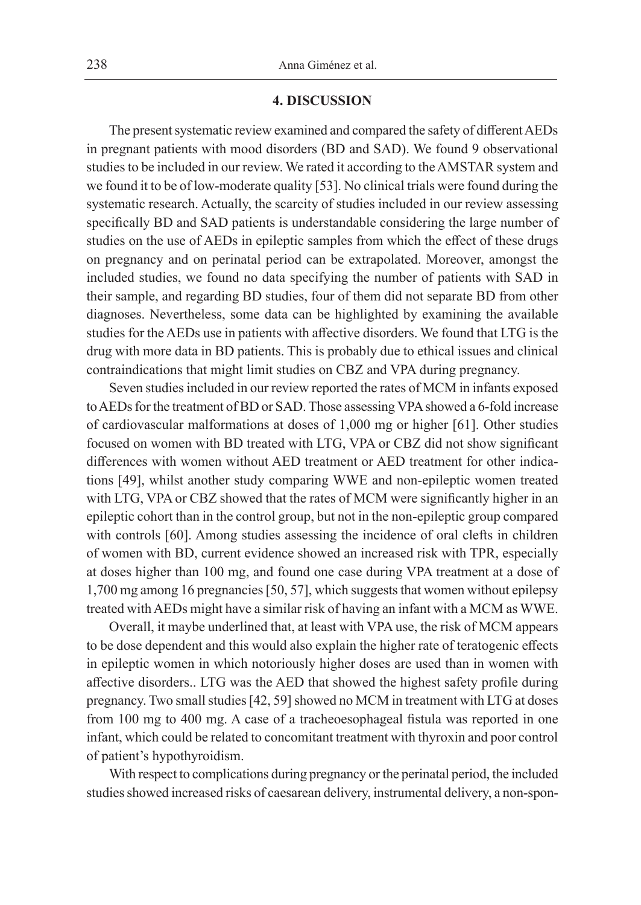## 4. DISCUSSION

The present systematic review examined and compared the safety of different AEDs in pregnant patients with mood disorders (BD and SAD). We found 9 observational studies to be included in our review. We rated it according to the AMSTAR system and we found it to be of low-moderate quality [53]. No clinical trials were found during the systematic research. Actually, the scarcity of studies included in our review assessing specifically BD and SAD patients is understandable considering the large number of studies on the use of AEDs in epileptic samples from which the effect of these drugs on pregnancy and on perinatal period can be extrapolated. Moreover, amongst the included studies, we found no data specifying the number of patients with SAD in their sample, and regarding BD studies, four of them did not separate BD from other diagnoses. Nevertheless, some data can be highlighted by examining the available studies for the AEDs use in patients with affective disorders. We found that LTG is the drug with more data in BD patients. This is probably due to ethical issues and clinical contraindications that might limit studies on CBZ and VPA during pregnancy.

Seven studies included in our review reported the rates of MCM in infants exposed to AEDs for the treatment of BD or SAD. Those assessing VPA showed a 6-fold increase of cardiovascular malformations at doses of 1,000 mg or higher [61]. Other studies focused on women with BD treated with LTG, VPA or CBZ did not show significant differences with women without AED treatment or AED treatment for other indications [49], whilst another study comparing WWE and non-epileptic women treated with LTG, VPA or CBZ showed that the rates of MCM were significantly higher in an epileptic cohort than in the control group, but not in the non-epileptic group compared with controls [60]. Among studies assessing the incidence of oral clefts in children of women with BD, current evidence showed an increased risk with TPR, especially at doses higher than 100 mg, and found one case during VPA treatment at a dose of 1,700 mg among 16 pregnancies [50, 57], which suggests that women without epilepsy treated with AEDs might have a similar risk of having an infant with a MCM as WWE.

Overall, it maybe underlined that, at least with VPA use, the risk of MCM appears to be dose dependent and this would also explain the higher rate of teratogenic effects in epileptic women in which notoriously higher doses are used than in women with affective disorders.. LTG was the AED that showed the highest safety profile during pregnancy. Two small studies [42, 59] showed no MCM in treatment with LTG at doses from 100 mg to 400 mg. A case of a tracheoesophageal fistula was reported in one infant, which could be related to concomitant treatment with thyroxin and poor control of patient's hypothyroidism.

With respect to complications during pregnancy or the perinatal period, the included studies showed increased risks of caesarean delivery, instrumental delivery, a non-spon-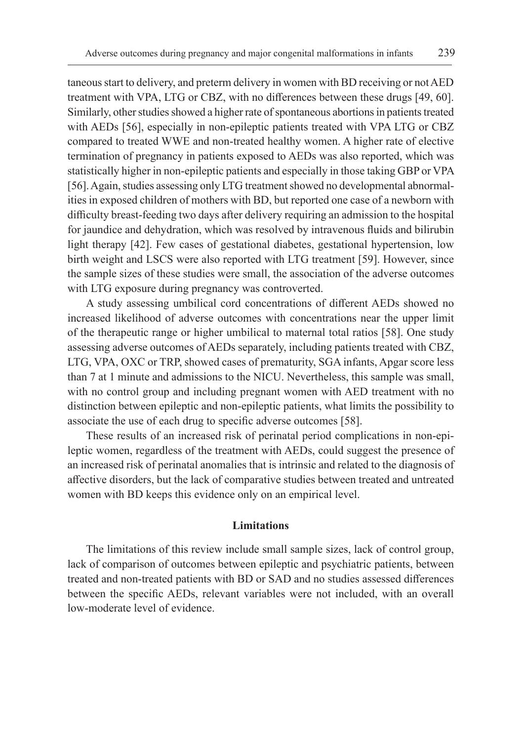taneous start to delivery, and preterm delivery in women with BD receiving or not AED treatment with VPA, LTG or CBZ, with no differences between these drugs [49, 60]. Similarly, other studies showed a higher rate of spontaneous abortions in patients treated with AEDs [56], especially in non-epileptic patients treated with VPA LTG or CBZ compared to treated WWE and non-treated healthy women. A higher rate of elective termination of pregnancy in patients exposed to AEDs was also reported, which was statistically higher in non-epileptic patients and especially in those taking GBP or VPA [56]. Again, studies assessing only LTG treatment showed no developmental abnormalities in exposed children of mothers with BD, but reported one case of a newborn with difficulty breast-feeding two days after delivery requiring an admission to the hospital for jaundice and dehydration, which was resolved by intravenous fluids and bilirubin light therapy [42]. Few cases of gestational diabetes, gestational hypertension, low birth weight and LSCS were also reported with LTG treatment [59]. However, since the sample sizes of these studies were small, the association of the adverse outcomes with LTG exposure during pregnancy was controverted.

A study assessing umbilical cord concentrations of different AEDs showed no increased likelihood of adverse outcomes with concentrations near the upper limit of the therapeutic range or higher umbilical to maternal total ratios [58]. One study assessing adverse outcomes of AEDs separately, including patients treated with CBZ, LTG, VPA, OXC or TRP, showed cases of prematurity, SGA infants, Apgar score less than 7 at 1 minute and admissions to the NICU. Nevertheless, this sample was small, with no control group and including pregnant women with AED treatment with no distinction between epileptic and non-epileptic patients, what limits the possibility to associate the use of each drug to specific adverse outcomes [58].

These results of an increased risk of perinatal period complications in non-epileptic women, regardless of the treatment with AEDs, could suggest the presence of an increased risk of perinatal anomalies that is intrinsic and related to the diagnosis of affective disorders, but the lack of comparative studies between treated and untreated women with BD keeps this evidence only on an empirical level.

## Limitations

The limitations of this review include small sample sizes, lack of control group, lack of comparison of outcomes between epileptic and psychiatric patients, between treated and non-treated patients with BD or SAD and no studies assessed differences between the specific AEDs, relevant variables were not included, with an overall low-moderate level of evidence.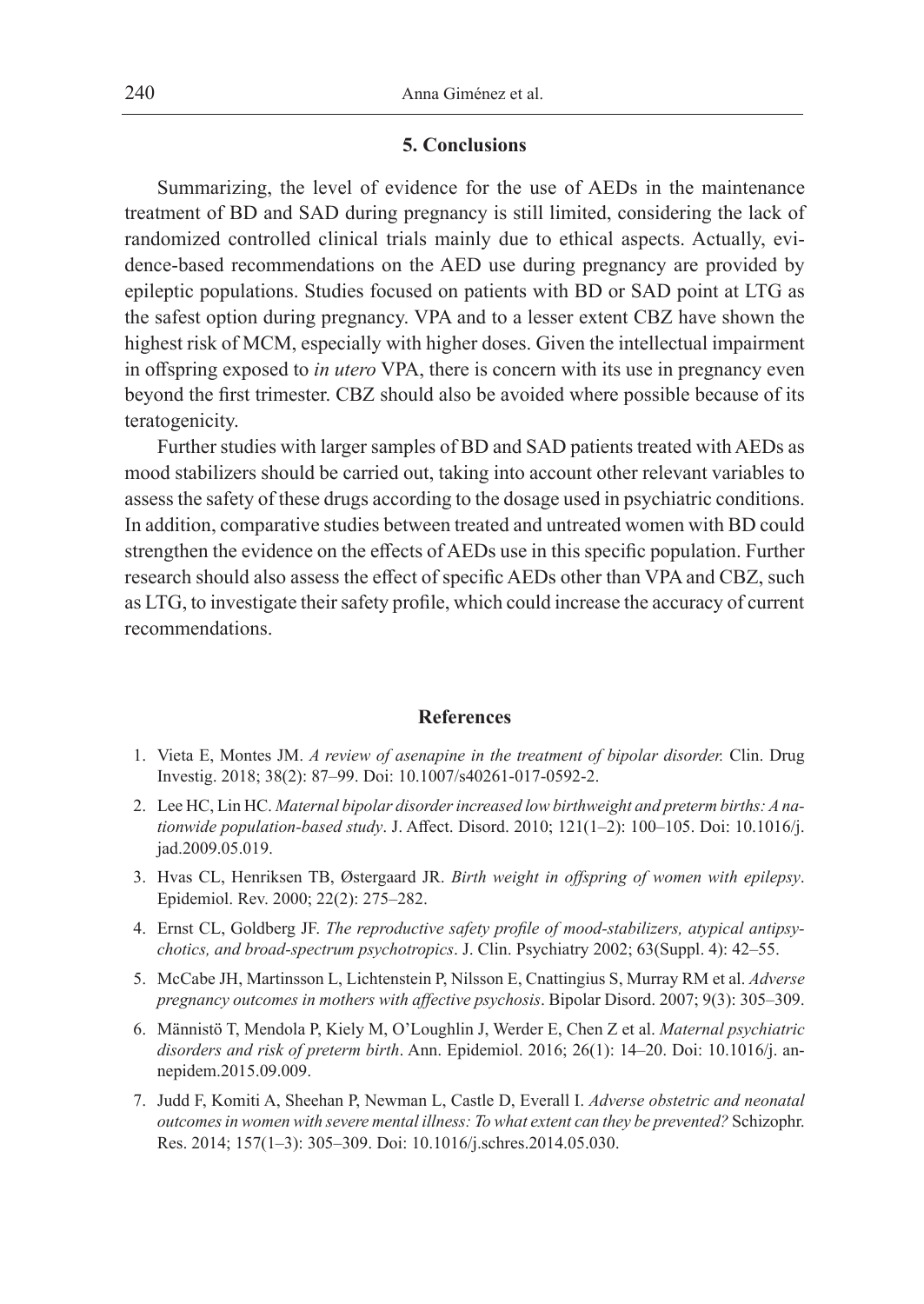## 5. Conclusions

Summarizing, the level of evidence for the use of AEDs in the maintenance treatment of BD and SAD during pregnancy is still limited, considering the lack of randomized controlled clinical trials mainly due to ethical aspects. Actually, evidence-based recommendations on the AED use during pregnancy are provided by epileptic populations. Studies focused on patients with BD or SAD point at LTG as the safest option during pregnancy. VPA and to a lesser extent CBZ have shown the highest risk of MCM, especially with higher doses. Given the intellectual impairment in offspring exposed to *in utero* VPA, there is concern with its use in pregnancy even beyond the first trimester. CBZ should also be avoided where possible because of its teratogenicity.

Further studies with larger samples of BD and SAD patients treated with AEDs as mood stabilizers should be carried out, taking into account other relevant variables to assess the safety of these drugs according to the dosage used in psychiatric conditions. In addition, comparative studies between treated and untreated women with BD could strengthen the evidence on the effects of AEDs use in this specific population. Further research should also assess the effect of specific AEDs other than VPA and CBZ, such as LTG, to investigate their safety profile, which could increase the accuracy of current recommendations.

## References

1. Vieta E, Montes JM. *A review of asenapine in the treatment of bipolar disorder.* Clin. Drug Investig. 2018; 38(2): 87–99. Doi: 10.1007/s40261-017-0592-2.
2. Lee HC, Lin HC. *Maternal bipolar disorder increased low birthweight and preterm births: A nationwide population-based study*. J. Affect. Disord. 2010; 121(1–2): 100–105. Doi: 10.1016/j.jad.2009.05.019.
3. Hvas CL, Henriksen TB, Østergaard JR. *Birth weight in offspring of women with epilepsy*. Epidemiol. Rev. 2000; 22(2): 275–282.
4. Ernst CL, Goldberg JF. *The reproductive safety profile of mood-stabilizers, atypical antipsychotics, and broad-spectrum psychotropics*. J. Clin. Psychiatry 2002; 63(Suppl. 4): 42–55.
5. McCabe JH, Martinsson L, Lichtenstein P, Nilsson E, Cnattingius S, Murray RM et al. *Adverse pregnancy outcomes in mothers with affective psychosis*. Bipolar Disord. 2007; 9(3): 305–309.
6. Männistö T, Mendola P, Kiely M, O'Loughlin J, Werder E, Chen Z et al. *Maternal psychiatric disorders and risk of preterm birth*. Ann. Epidemiol. 2016; 26(1): 14–20. Doi: 10.1016/j.annepidem.2015.09.009.
7. Judd F, Komiti A, Sheehan P, Newman L, Castle D, Everall I. *Adverse obstetric and neonatal outcomes in women with severe mental illness: To what extent can they be prevented?* Schizophr. Res. 2014; 157(1–3): 305–309. Doi: 10.1016/j.schres.2014.05.030.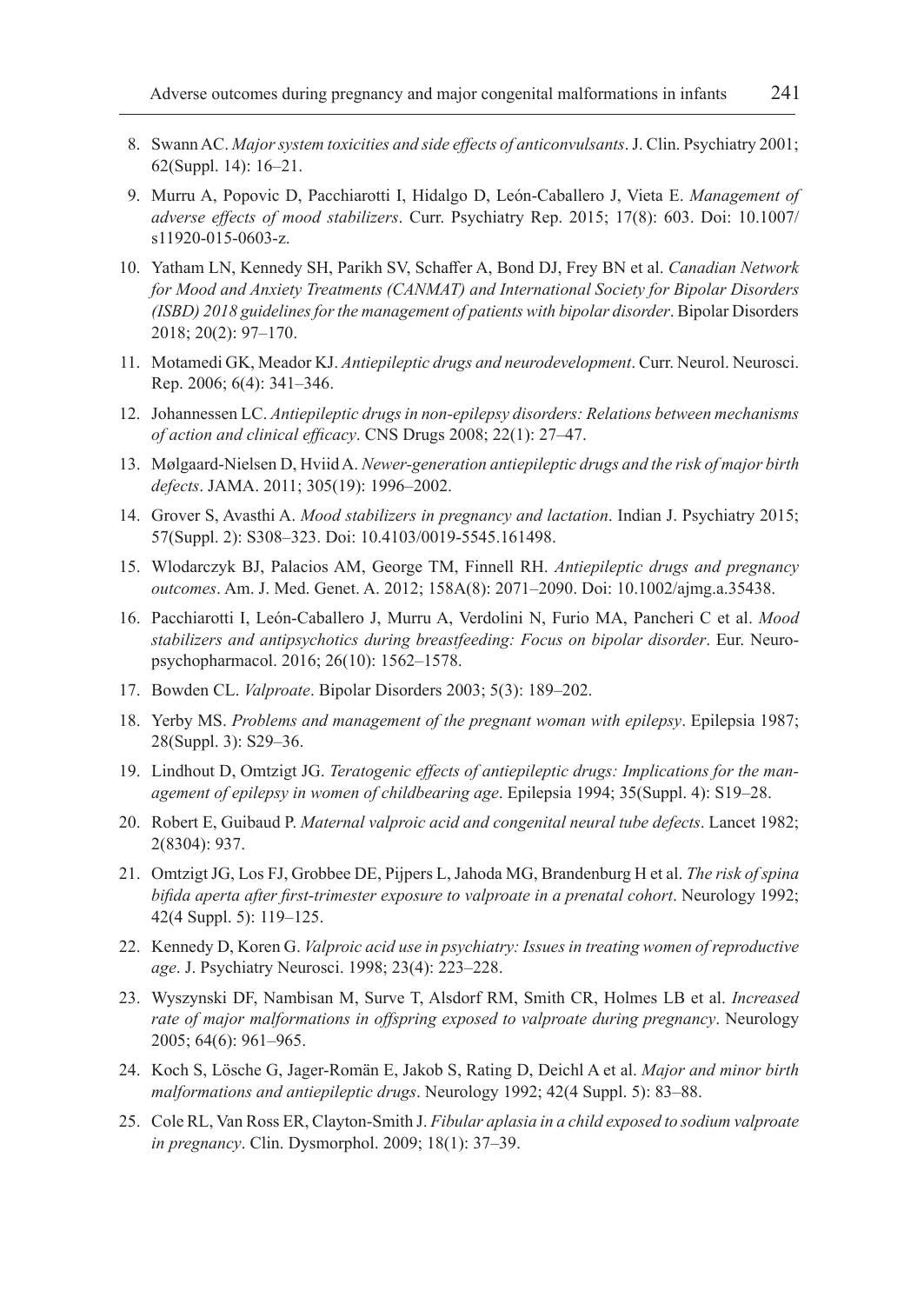8. Swann AC. *Major system toxicities and side effects of anticonvulsants*. J. Clin. Psychiatry 2001; 62(Suppl. 14): 16–21.
9. Murru A, Popovic D, Pacchiarotti I, Hidalgo D, León-Caballero J, Vieta E. *Management of adverse effects of mood stabilizers*. Curr. Psychiatry Rep. 2015; 17(8): 603. Doi: 10.1007/s11920-015-0603-z.
10. Yatham LN, Kennedy SH, Parikh SV, Schaffer A, Bond DJ, Frey BN et al. *Canadian Network for Mood and Anxiety Treatments (CANMAT) and International Society for Bipolar Disorders (ISBD) 2018 guidelines for the management of patients with bipolar disorder*. Bipolar Disorders 2018; 20(2): 97–170.
11. Motamedi GK, Meador KJ. *Antiepileptic drugs and neurodevelopment*. Curr. Neurol. Neurosci. Rep. 2006; 6(4): 341–346.
12. Johannessen LC. *Antiepileptic drugs in non-epilepsy disorders: Relations between mechanisms of action and clinical efficacy*. CNS Drugs 2008; 22(1): 27–47.
13. Mølgaard-Nielsen D, Hviid A. *Newer-generation antiepileptic drugs and the risk of major birth defects*. JAMA. 2011; 305(19): 1996–2002.
14. Grover S, Avasthi A. *Mood stabilizers in pregnancy and lactation*. Indian J. Psychiatry 2015; 57(Suppl. 2): S308–323. Doi: 10.4103/0019-5545.161498.
15. Wlodarczyk BJ, Palacios AM, George TM, Finnell RH. *Antiepileptic drugs and pregnancy outcomes*. Am. J. Med. Genet. A. 2012; 158A(8): 2071–2090. Doi: 10.1002/ajmg.a.35438.
16. Pacchiarotti I, León-Caballero J, Murru A, Verdolini N, Furio MA, Pancheri C et al. *Mood stabilizers and antipsychotics during breastfeeding: Focus on bipolar disorder*. Eur. Neuropsychopharmacol. 2016; 26(10): 1562–1578.
17. Bowden CL. *Valproate*. Bipolar Disorders 2003; 5(3): 189–202.
18. Yerby MS. *Problems and management of the pregnant woman with epilepsy*. Epilepsia 1987; 28(Suppl. 3): S29–36.
19. Lindhout D, Omtzigt JG. *Teratogenic effects of antiepileptic drugs: Implications for the management of epilepsy in women of childbearing age*. Epilepsia 1994; 35(Suppl. 4): S19–28.
20. Robert E, Guibaud P. *Maternal valproic acid and congenital neural tube defects*. Lancet 1982; 2(8304): 937.
21. Omtzigt JG, Los FJ, Grobbee DE, Pijpers L, Jahoda MG, Brandenburg H et al. *The risk of spina bifida aperta after first-trimester exposure to valproate in a prenatal cohort*. Neurology 1992; 42(4 Suppl. 5): 119–125.
22. Kennedy D, Koren G. *Valproic acid use in psychiatry: Issues in treating women of reproductive age*. J. Psychiatry Neurosci. 1998; 23(4): 223–228.
23. Wyszynski DF, Nambisan M, Surve T, Alsdorf RM, Smith CR, Holmes LB et al. *Increased rate of major malformations in offspring exposed to valproate during pregnancy*. Neurology 2005; 64(6): 961–965.
24. Koch S, Lösche G, Jager-Romän E, Jakob S, Rating D, Deichl A et al. *Major and minor birth malformations and antiepileptic drugs*. Neurology 1992; 42(4 Suppl. 5): 83–88.
25. Cole RL, Van Ross ER, Clayton-Smith J. *Fibular aplasia in a child exposed to sodium valproate in pregnancy*. Clin. Dysmorphol. 2009; 18(1): 37–39.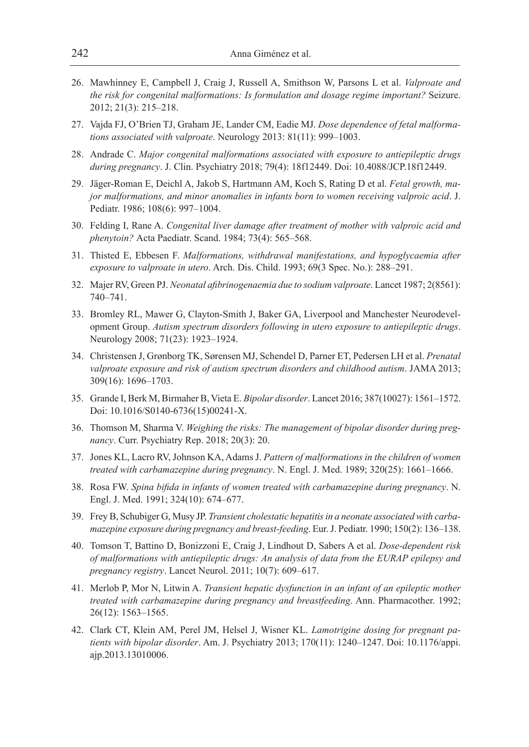26. Mawhinney E, Campbell J, Craig J, Russell A, Smithson W, Parsons L et al. *Valproate and the risk for congenital malformations: Is formulation and dosage regime important?* Seizure. 2012; 21(3): 215–218.
27. Vajda FJ, O'Brien TJ, Graham JE, Lander CM, Eadie MJ. *Dose dependence of fetal malformations associated with valproate*. Neurology 2013: 81(11): 999–1003.
28. Andrade C. *Major congenital malformations associated with exposure to antiepileptic drugs during pregnancy*. J. Clin. Psychiatry 2018; 79(4): 18f12449. Doi: 10.4088/JCP.18f12449.
29. Jäger-Roman E, Deichl A, Jakob S, Hartmann AM, Koch S, Rating D et al. *Fetal growth, major malformations, and minor anomalies in infants born to women receiving valproic acid*. J. Pediatr. 1986; 108(6): 997–1004.
30. Felding I, Rane A. *Congenital liver damage after treatment of mother with valproic acid and phenytoin?* Acta Paediatr. Scand. 1984; 73(4): 565–568.
31. Thisted E, Ebbesen F. *Malformations, withdrawal manifestations, and hypoglycaemia after exposure to valproate in utero*. Arch. Dis. Child. 1993; 69(3 Spec. No.): 288–291.
32. Majer RV, Green PJ. *Neonatal afibrinogenaemia due to sodium valproate*. Lancet 1987; 2(8561): 740–741.
33. Bromley RL, Mawer G, Clayton-Smith J, Baker GA, Liverpool and Manchester Neurodevelopment Group. *Autism spectrum disorders following in utero exposure to antiepileptic drugs*. Neurology 2008; 71(23): 1923–1924.
34. Christensen J, Grønborg TK, Sørensen MJ, Schendel D, Parner ET, Pedersen LH et al. *Prenatal valproate exposure and risk of autism spectrum disorders and childhood autism*. JAMA 2013; 309(16): 1696–1703.
35. Grande I, Berk M, Birmaher B, Vieta E. *Bipolar disorder*. Lancet 2016; 387(10027): 1561–1572. Doi: 10.1016/S0140-6736(15)00241-X.
36. Thomson M, Sharma V. *Weighing the risks: The management of bipolar disorder during pregnancy*. Curr. Psychiatry Rep. 2018; 20(3): 20.
37. Jones KL, Lacro RV, Johnson KA, Adams J. *Pattern of malformations in the children of women treated with carbamazepine during pregnancy*. N. Engl. J. Med. 1989; 320(25): 1661–1666.
38. Rosa FW. *Spina bifida in infants of women treated with carbamazepine during pregnancy*. N. Engl. J. Med. 1991; 324(10): 674–677.
39. Frey B, Schubiger G, Musy JP. *Transient cholestatic hepatitis in a neonate associated with carbamazepine exposure during pregnancy and breast-feeding*. Eur. J. Pediatr. 1990; 150(2): 136–138.
40. Tomson T, Battino D, Bonizzoni E, Craig J, Lindhout D, Sabers A et al. *Dose-dependent risk of malformations with antiepileptic drugs: An analysis of data from the EURAP epilepsy and pregnancy registry*. Lancet Neurol. 2011; 10(7): 609–617.
41. Merlob P, Mor N, Litwin A. *Transient hepatic dysfunction in an infant of an epileptic mother treated with carbamazepine during pregnancy and breastfeeding*. Ann. Pharmacother. 1992; 26(12): 1563–1565.
42. Clark CT, Klein AM, Perel JM, Helsel J, Wisner KL. *Lamotrigine dosing for pregnant patients with bipolar disorder*. Am. J. Psychiatry 2013; 170(11): 1240–1247. Doi: 10.1176/appi.ajp.2013.13010006.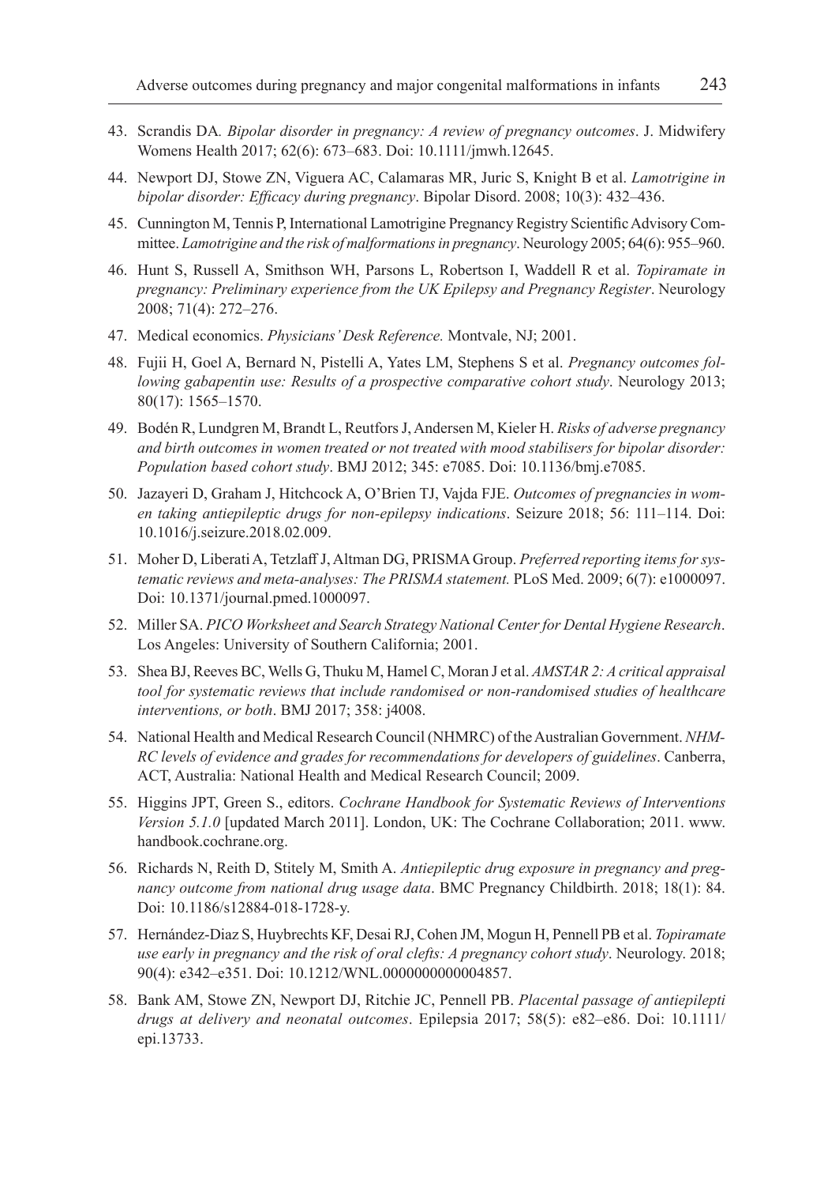43. Scrandis DA. *Bipolar disorder in pregnancy: A review of pregnancy outcomes*. J. Midwifery Womens Health 2017; 62(6): 673–683. Doi: 10.1111/jmwh.12645.
44. Newport DJ, Stowe ZN, Viguera AC, Calamaras MR, Juric S, Knight B et al. *Lamotrigine in bipolar disorder: Efficacy during pregnancy*. Bipolar Disord. 2008; 10(3): 432–436.
45. Cunnington M, Tennis P, International Lamotrigine Pregnancy Registry Scientific Advisory Committee. *Lamotrigine and the risk of malformations in pregnancy*. Neurology 2005; 64(6): 955–960.
46. Hunt S, Russell A, Smithson WH, Parsons L, Robertson I, Waddell R et al. *Topiramate in pregnancy: Preliminary experience from the UK Epilepsy and Pregnancy Register*. Neurology 2008; 71(4): 272–276.
47. Medical economics. *Physicians' Desk Reference.* Montvale, NJ; 2001.
48. Fujii H, Goel A, Bernard N, Pistelli A, Yates LM, Stephens S et al. *Pregnancy outcomes following gabapentin use: Results of a prospective comparative cohort study*. Neurology 2013; 80(17): 1565–1570.
49. Bodén R, Lundgren M, Brandt L, Reutfors J, Andersen M, Kieler H. *Risks of adverse pregnancy and birth outcomes in women treated or not treated with mood stabilisers for bipolar disorder: Population based cohort study*. BMJ 2012; 345: e7085. Doi: 10.1136/bmj.e7085.
50. Jazayeri D, Graham J, Hitchcock A, O'Brien TJ, Vajda FJE. *Outcomes of pregnancies in women taking antiepileptic drugs for non-epilepsy indications*. Seizure 2018; 56: 111–114. Doi: 10.1016/j.seizure.2018.02.009.
51. Moher D, Liberati A, Tetzlaff J, Altman DG, PRISMA Group. *Preferred reporting items for systematic reviews and meta-analyses: The PRISMA statement.* PLoS Med. 2009; 6(7): e1000097. Doi: 10.1371/journal.pmed.1000097.
52. Miller SA. *PICO Worksheet and Search Strategy National Center for Dental Hygiene Research*. Los Angeles: University of Southern California; 2001.
53. Shea BJ, Reeves BC, Wells G, Thuku M, Hamel C, Moran J et al. *AMSTAR 2: A critical appraisal tool for systematic reviews that include randomised or non-randomised studies of healthcare interventions, or both*. BMJ 2017; 358: j4008.
54. National Health and Medical Research Council (NHMRC) of the Australian Government. *NHMRC levels of evidence and grades for recommendations for developers of guidelines*. Canberra, ACT, Australia: National Health and Medical Research Council; 2009.
55. Higgins JPT, Green S., editors. *Cochrane Handbook for Systematic Reviews of Interventions Version 5.1.0* [updated March 2011]. London, UK: The Cochrane Collaboration; 2011. www.handbook.cochrane.org.
56. Richards N, Reith D, Stitely M, Smith A. *Antiepileptic drug exposure in pregnancy and pregnancy outcome from national drug usage data*. BMC Pregnancy Childbirth. 2018; 18(1): 84. Doi: 10.1186/s12884-018-1728-y.
57. Hernández-Diaz S, Huybrechts KF, Desai RJ, Cohen JM, Mogun H, Pennell PB et al. *Topiramate use early in pregnancy and the risk of oral clefts: A pregnancy cohort study*. Neurology. 2018; 90(4): e342–e351. Doi: 10.1212/WNL.0000000000004857.
58. Bank AM, Stowe ZN, Newport DJ, Ritchie JC, Pennell PB. *Placental passage of antiepilepti drugs at delivery and neonatal outcomes*. Epilepsia 2017; 58(5): e82–e86. Doi: 10.1111/epi.13733.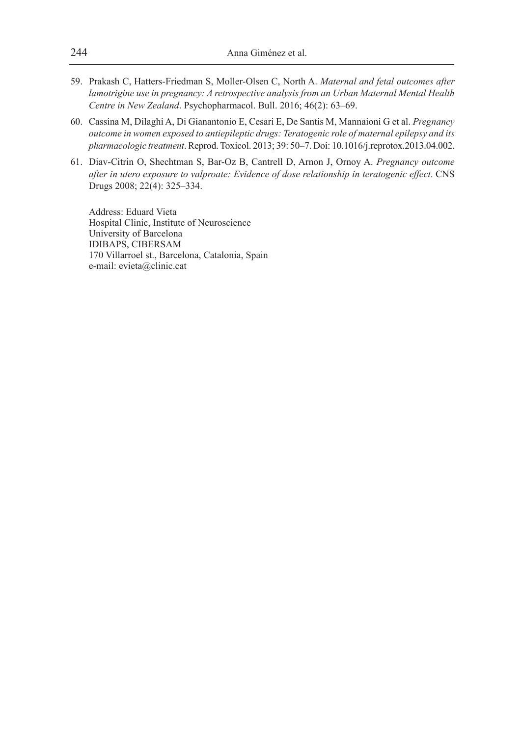59. Prakash C, Hatters-Friedman S, Moller-Olsen C, North A. *Maternal and fetal outcomes after lamotrigine use in pregnancy: A retrospective analysis from an Urban Maternal Mental Health Centre in New Zealand*. Psychopharmacol. Bull. 2016; 46(2): 63–69.

60. Cassina M, Dilaghi A, Di Gianantonio E, Cesari E, De Santis M, Mannaioni G et al. *Pregnancy outcome in women exposed to antiepileptic drugs: Teratogenic role of maternal epilepsy and its pharmacologic treatment*. Reprod. Toxicol. 2013; 39: 50–7. Doi: 10.1016/j.reprotox.2013.04.002.

61. Diav-Citrin O, Shechtman S, Bar-Oz B, Cantrell D, Arnon J, Ornoy A. *Pregnancy outcome after in utero exposure to valproate: Evidence of dose relationship in teratogenic effect*. CNS Drugs 2008; 22(4): 325–334.

Address: Eduard Vieta
Hospital Clinic, Institute of Neuroscience
University of Barcelona
IDIBAPS, CIBERSAM
170 Villarroel st., Barcelona, Catalonia, Spain
e-mail: evieta@clinic.cat